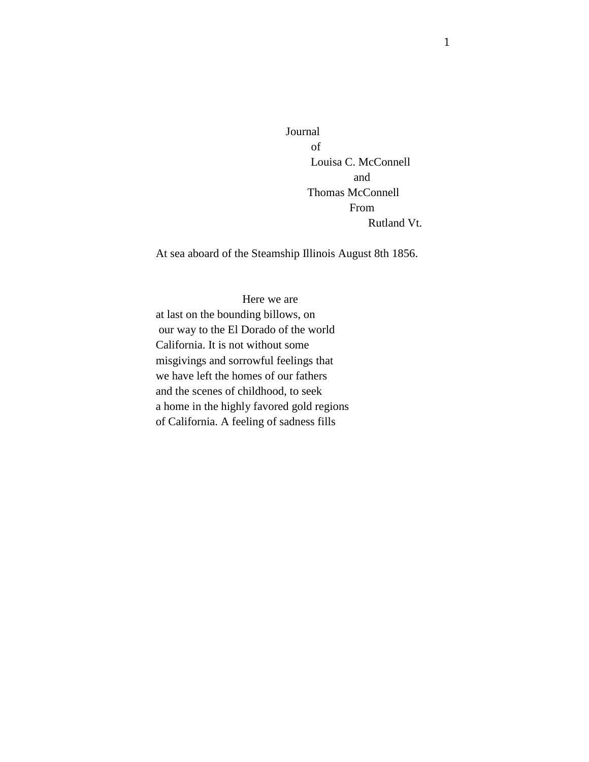Journal
of
Louisa C. McConnell
and
Thomas McConnell
From
Rutland Vt.

At sea aboard of the Steamship Illinois August 8th 1856.

Here we are at last on the bounding billows, on our way to the El Dorado of the world California. It is not without some misgivings and sorrowful feelings that we have left the homes of our fathers and the scenes of childhood, to seek a home in the highly favored gold regions of California. A feeling of sadness fills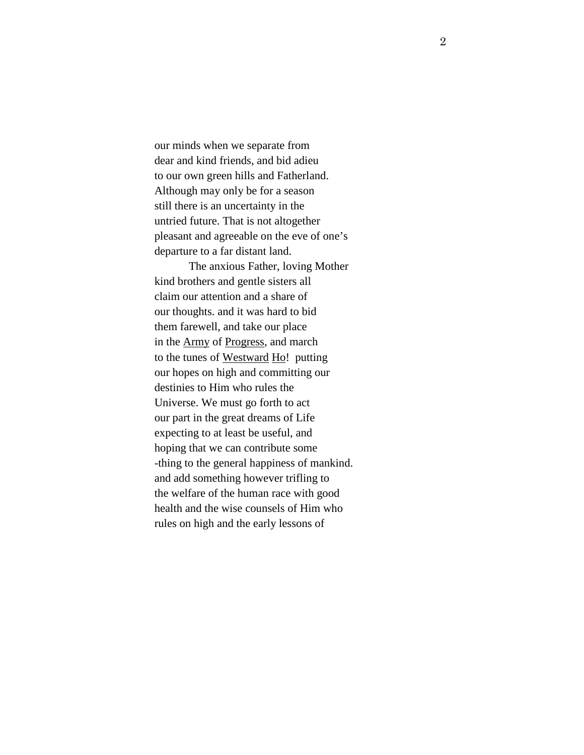our minds when we separate from dear and kind friends, and bid adieu to our own green hills and Fatherland. Although may only be for a season still there is an uncertainty in the untried future. That is not altogether pleasant and agreeable on the eve of one's departure to a far distant land.

The anxious Father, loving Mother kind brothers and gentle sisters all claim our attention and a share of our thoughts. and it was hard to bid them farewell, and take our place in the <u>Army</u> of <u>Progress</u>, and march to the tunes of <u>Westward</u> <u>Ho</u>! putting our hopes on high and committing our destinies to Him who rules the Universe. We must go forth to act our part in the great dreams of Life expecting to at least be useful, and hoping that we can contribute some-thing to the general happiness of mankind. and add something however trifling to the welfare of the human race with good health and the wise counsels of Him who rules on high and the early lessons of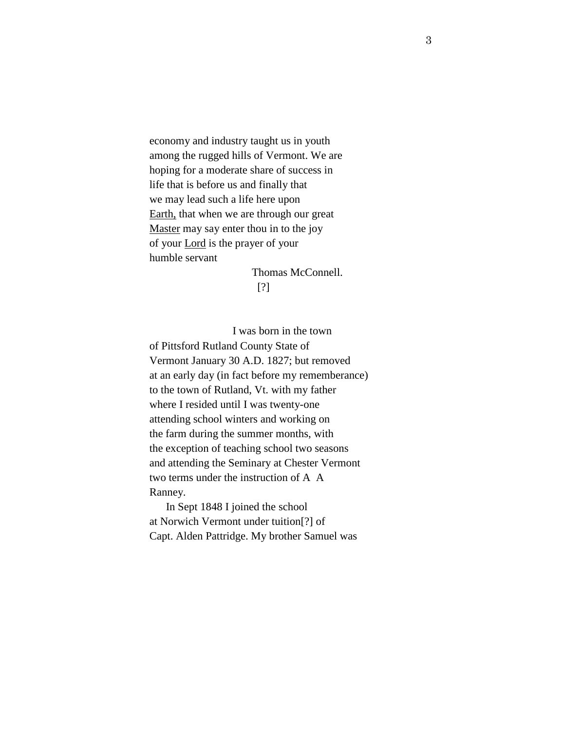economy and industry taught us in youth
among the rugged hills of Vermont. We are
hoping for a moderate share of success in
life that is before us and finally that
we may lead such a life here upon
<u>Earth,</u> that when we are through our great
<u>Master</u> may say enter thou in to the joy
of your <u>Lord</u> is the prayer of your
humble servant

Thomas McConnell.
[?]

I was born in the town
of Pittsford Rutland County State of
Vermont January 30 A.D. 1827; but removed
at an early day (in fact before my rememberance)
to the town of Rutland, Vt. with my father
where I resided until I was twenty-one
attending school winters and working on
the farm during the summer months, with
the exception of teaching school two seasons
and attending the Seminary at Chester Vermont
two terms under the instruction of A A
Ranney.

In Sept 1848 I joined the school
at Norwich Vermont under tuition[?] of
Capt. Alden Pattridge. My brother Samuel was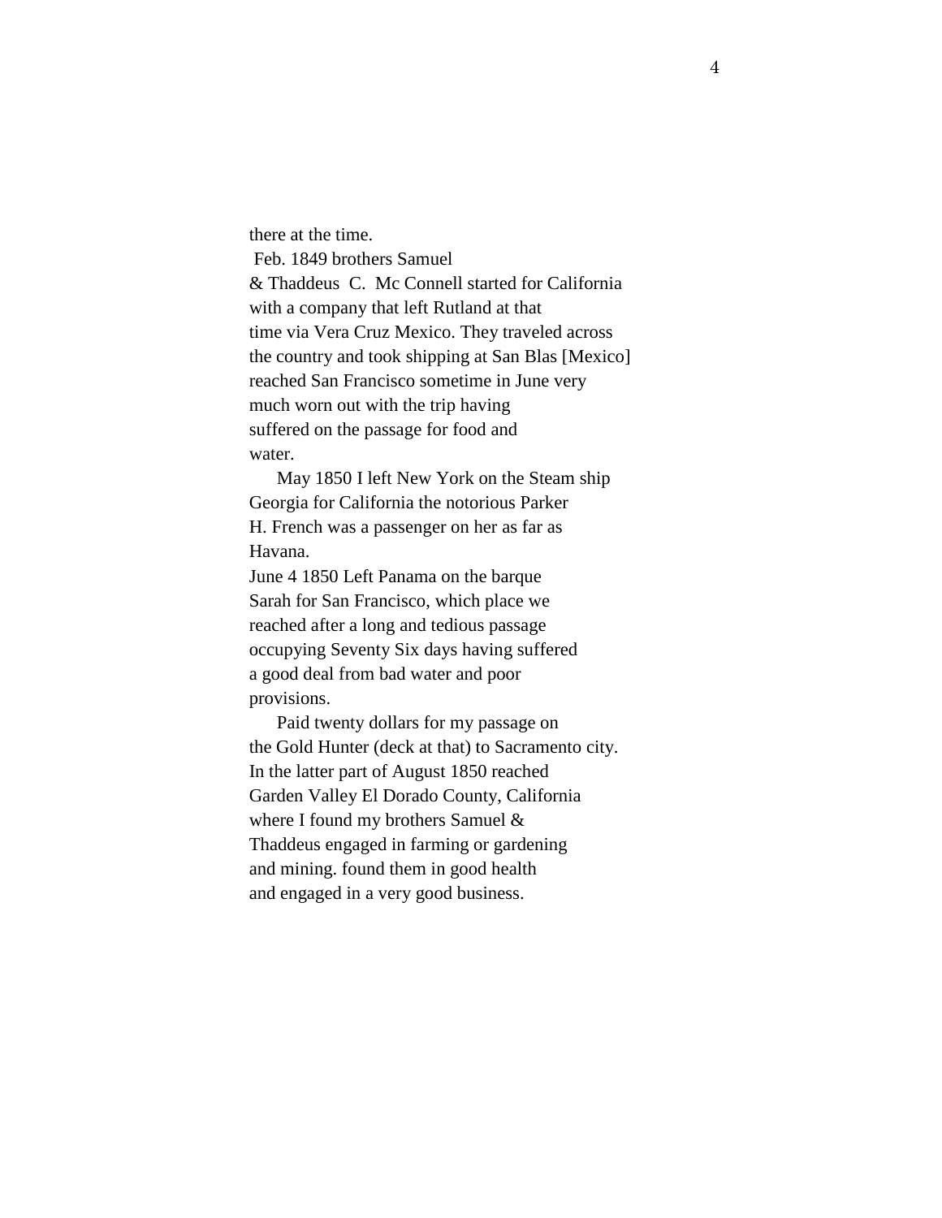there at the time.
Feb. 1849 brothers Samuel
& Thaddeus C. Mc Connell started for California
with a company that left Rutland at that
time via Vera Cruz Mexico. They traveled across
the country and took shipping at San Blas [Mexico]
reached San Francisco sometime in June very
much worn out with the trip having
suffered on the passage for food and
water.

May 1850 I left New York on the Steam ship
Georgia for California the notorious Parker
H. French was a passenger on her as far as
Havana.
June 4 1850 Left Panama on the barque
Sarah for San Francisco, which place we
reached after a long and tedious passage
occupying Seventy Six days having suffered
a good deal from bad water and poor
provisions.

Paid twenty dollars for my passage on
the Gold Hunter (deck at that) to Sacramento city.
In the latter part of August 1850 reached
Garden Valley El Dorado County, California
where I found my brothers Samuel &
Thaddeus engaged in farming or gardening
and mining. found them in good health
and engaged in a very good business.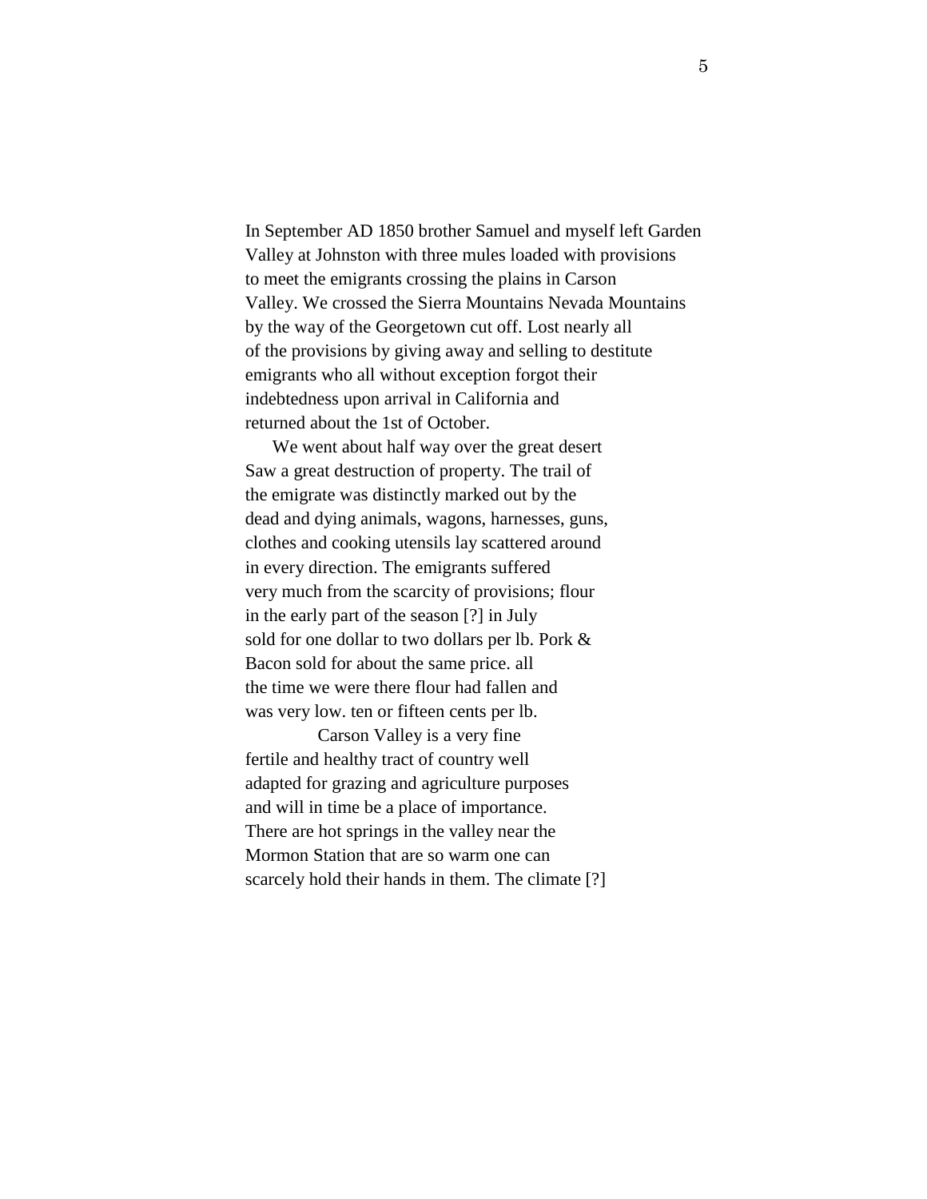In September AD 1850 brother Samuel and myself left Garden Valley at Johnston with three mules loaded with provisions to meet the emigrants crossing the plains in Carson Valley. We crossed the Sierra Mountains Nevada Mountains by the way of the Georgetown cut off. Lost nearly all of the provisions by giving away and selling to destitute emigrants who all without exception forgot their indebtedness upon arrival in California and returned about the 1st of October.

We went about half way over the great desert Saw a great destruction of property. The trail of the emigrate was distinctly marked out by the dead and dying animals, wagons, harnesses, guns, clothes and cooking utensils lay scattered around in every direction. The emigrants suffered very much from the scarcity of provisions; flour in the early part of the season [?] in July sold for one dollar to two dollars per lb. Pork & Bacon sold for about the same price. all the time we were there flour had fallen and was very low. ten or fifteen cents per lb.

Carson Valley is a very fine fertile and healthy tract of country well adapted for grazing and agriculture purposes and will in time be a place of importance. There are hot springs in the valley near the Mormon Station that are so warm one can scarcely hold their hands in them. The climate [?]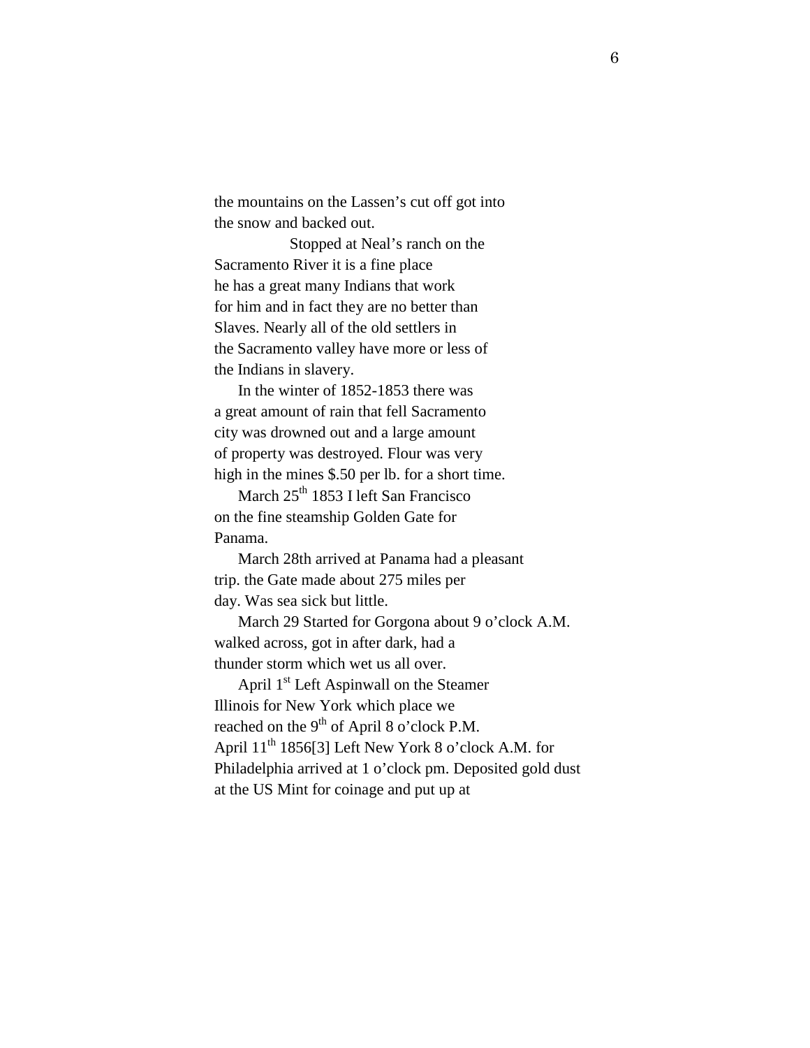the mountains on the Lassen's cut off got into the snow and backed out.

Stopped at Neal's ranch on the Sacramento River it is a fine place he has a great many Indians that work for him and in fact they are no better than Slaves. Nearly all of the old settlers in the Sacramento valley have more or less of the Indians in slavery.

In the winter of 1852-1853 there was a great amount of rain that fell Sacramento city was drowned out and a large amount of property was destroyed. Flour was very high in the mines $.50 per lb. for a short time.

March 25th 1853 I left San Francisco on the fine steamship Golden Gate for Panama.

March 28th arrived at Panama had a pleasant trip. the Gate made about 275 miles per day. Was sea sick but little.

March 29 Started for Gorgona about 9 o'clock A.M. walked across, got in after dark, had a thunder storm which wet us all over.

April 1st Left Aspinwall on the Steamer Illinois for New York which place we reached on the 9th of April 8 o'clock P.M.
April 11th 1856[3] Left New York 8 o'clock A.M. for Philadelphia arrived at 1 o'clock pm. Deposited gold dust at the US Mint for coinage and put up at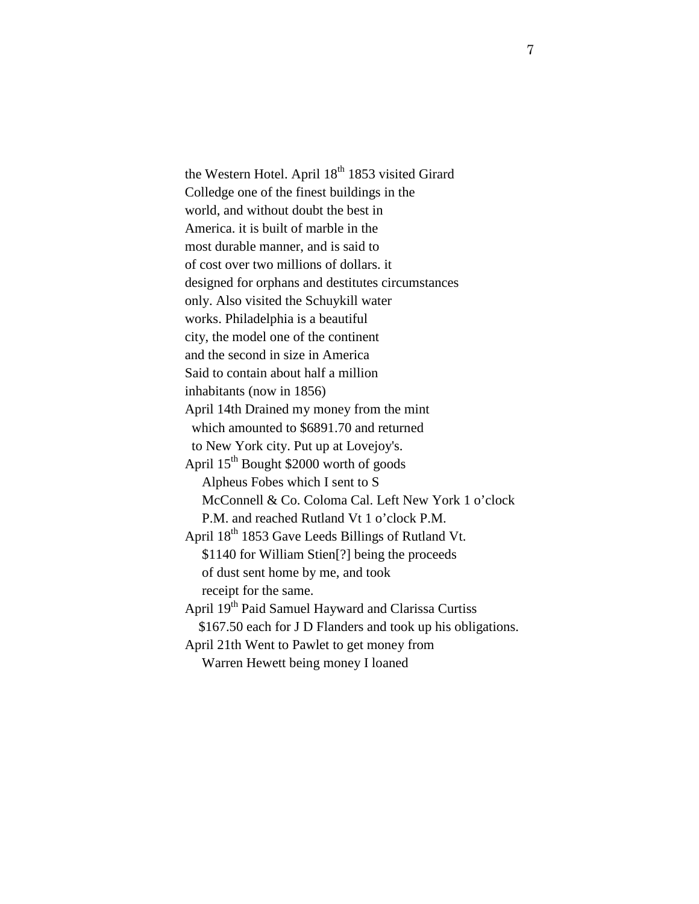the Western Hotel. April 18th 1853 visited Girard Colledge one of the finest buildings in the world, and without doubt the best in America. it is built of marble in the most durable manner, and is said to of cost over two millions of dollars. it designed for orphans and destitutes circumstances only. Also visited the Schuykill water works. Philadelphia is a beautiful city, the model one of the continent and the second in size in America Said to contain about half a million inhabitants (now in 1856)

April 14th Drained my money from the mint which amounted to $6891.70 and returned to New York city. Put up at Lovejoy's.

April 15th Bought $2000 worth of goods Alpheus Fobes which I sent to S McConnell & Co. Coloma Cal. Left New York 1 o'clock P.M. and reached Rutland Vt 1 o'clock P.M.

April 18th 1853 Gave Leeds Billings of Rutland Vt. $1140 for William Stien[?] being the proceeds of dust sent home by me, and took receipt for the same.

April 19th Paid Samuel Hayward and Clarissa Curtiss $167.50 each for J D Flanders and took up his obligations.

April 21th Went to Pawlet to get money from Warren Hewett being money I loaned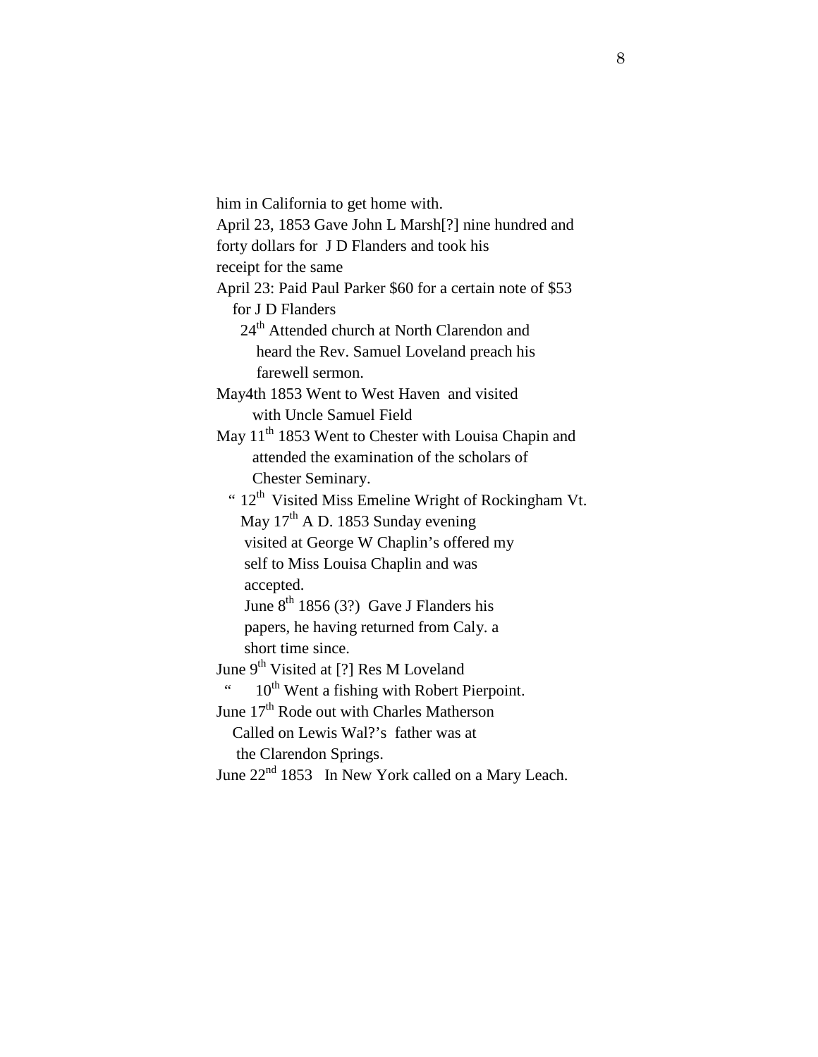him in California to get home with.
April 23, 1853 Gave John L Marsh[?] nine hundred and
forty dollars for J D Flanders and took his
receipt for the same
April 23: Paid Paul Parker $60 for a certain note of $53
for J D Flanders
24th Attended church at North Clarendon and
heard the Rev. Samuel Loveland preach his
farewell sermon.
May4th 1853 Went to West Haven and visited
with Uncle Samuel Field
May 11th 1853 Went to Chester with Louisa Chapin and
attended the examination of the scholars of
Chester Seminary.
" 12th Visited Miss Emeline Wright of Rockingham Vt.
May 17th A D. 1853 Sunday evening
visited at George W Chaplin's offered my
self to Miss Louisa Chaplin and was
accepted.
June 8th 1856 (3?) Gave J Flanders his
papers, he having returned from Caly. a
short time since.
June 9th Visited at [?] Res M Loveland
" 10th Went a fishing with Robert Pierpoint.
June 17th Rode out with Charles Matherson
Called on Lewis Wal?'s father was at
the Clarendon Springs.
June 22nd 1853 In New York called on a Mary Leach.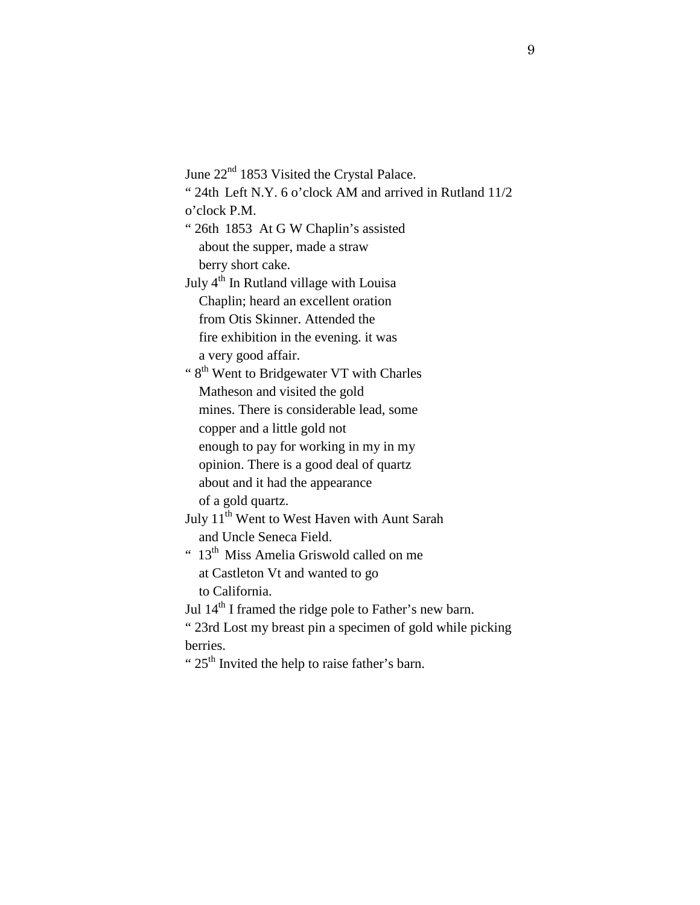June 22nd 1853 Visited the Crystal Palace.
" 24th Left N.Y. 6 o'clock AM and arrived in Rutland 11/2 o'clock P.M.
" 26th 1853 At G W Chaplin's assisted
about the supper, made a straw
berry short cake.
July 4th In Rutland village with Louisa
Chaplin; heard an excellent oration
from Otis Skinner. Attended the
fire exhibition in the evening. it was
a very good affair.
" 8th Went to Bridgewater VT with Charles
Matheson and visited the gold
mines. There is considerable lead, some
copper and a little gold not
enough to pay for working in my in my
opinion. There is a good deal of quartz
about and it had the appearance
of a gold quartz.
July 11th Went to West Haven with Aunt Sarah
and Uncle Seneca Field.
" 13th Miss Amelia Griswold called on me
at Castleton Vt and wanted to go
to California.
Jul 14th I framed the ridge pole to Father's new barn.
" 23rd Lost my breast pin a specimen of gold while picking berries.
" 25th Invited the help to raise father's barn.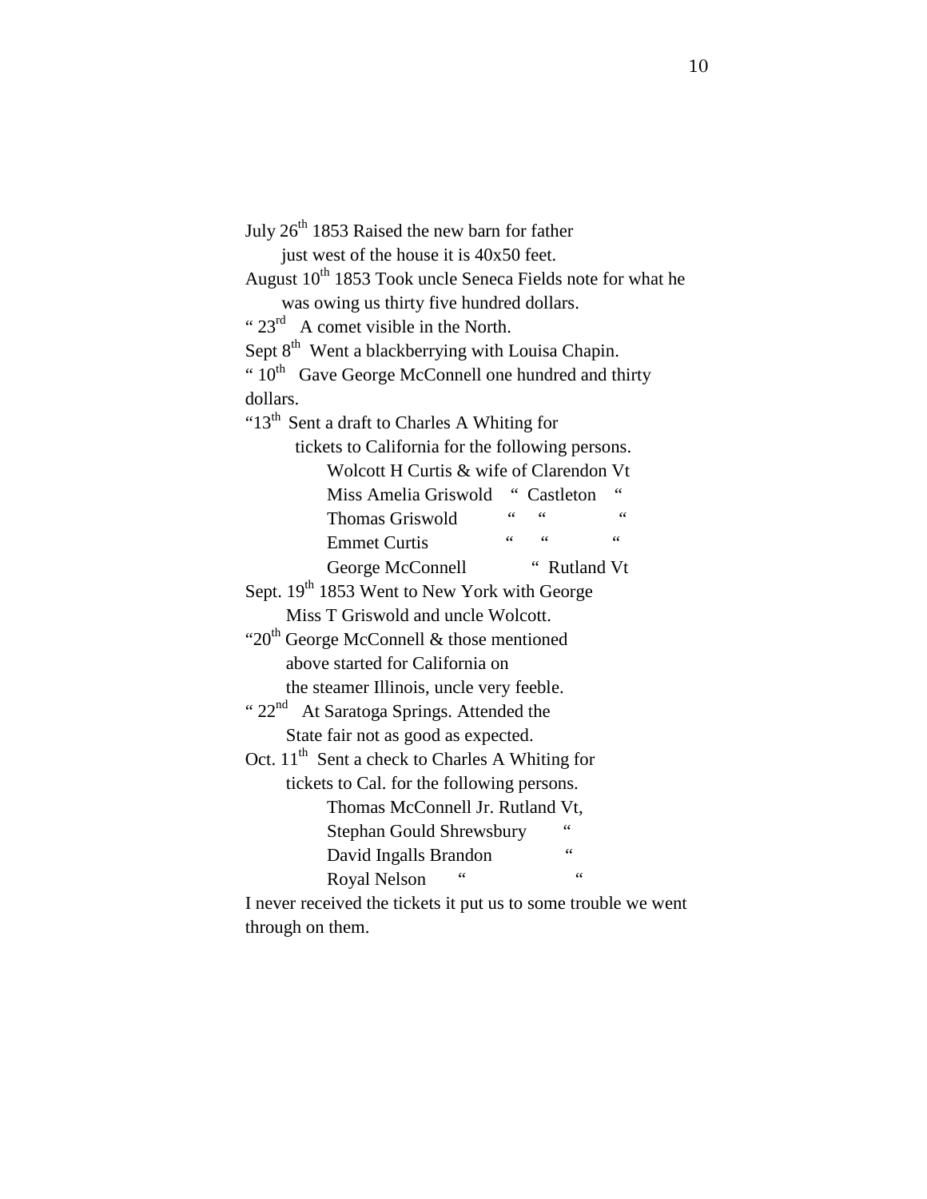July 26th 1853 Raised the new barn for father
just west of the house it is 40x50 feet.

August 10th 1853 Took uncle Seneca Fields note for what he
was owing us thirty five hundred dollars.

" 23rd A comet visible in the North.

Sept 8th Went a blackberrying with Louisa Chapin.

" 10th Gave George McConnell one hundred and thirty
dollars.

"13th Sent a draft to Charles A Whiting for
tickets to California for the following persons.

Wolcott H Curtis & wife of Clarendon Vt
Miss Amelia Griswold " Castleton "
Thomas Griswold " " "
Emmet Curtis " " "
George McConnell " Rutland Vt

Sept. 19th 1853 Went to New York with George
Miss T Griswold and uncle Wolcott.

"20th George McConnell & those mentioned
above started for California on
the steamer Illinois, uncle very feeble.

" 22nd At Saratoga Springs. Attended the
State fair not as good as expected.

Oct. 11th Sent a check to Charles A Whiting for
tickets to Cal. for the following persons.

Thomas McConnell Jr. Rutland Vt,
Stephan Gould Shrewsbury "
David Ingalls Brandon "
Royal Nelson " "

I never received the tickets it put us to some trouble we went
through on them.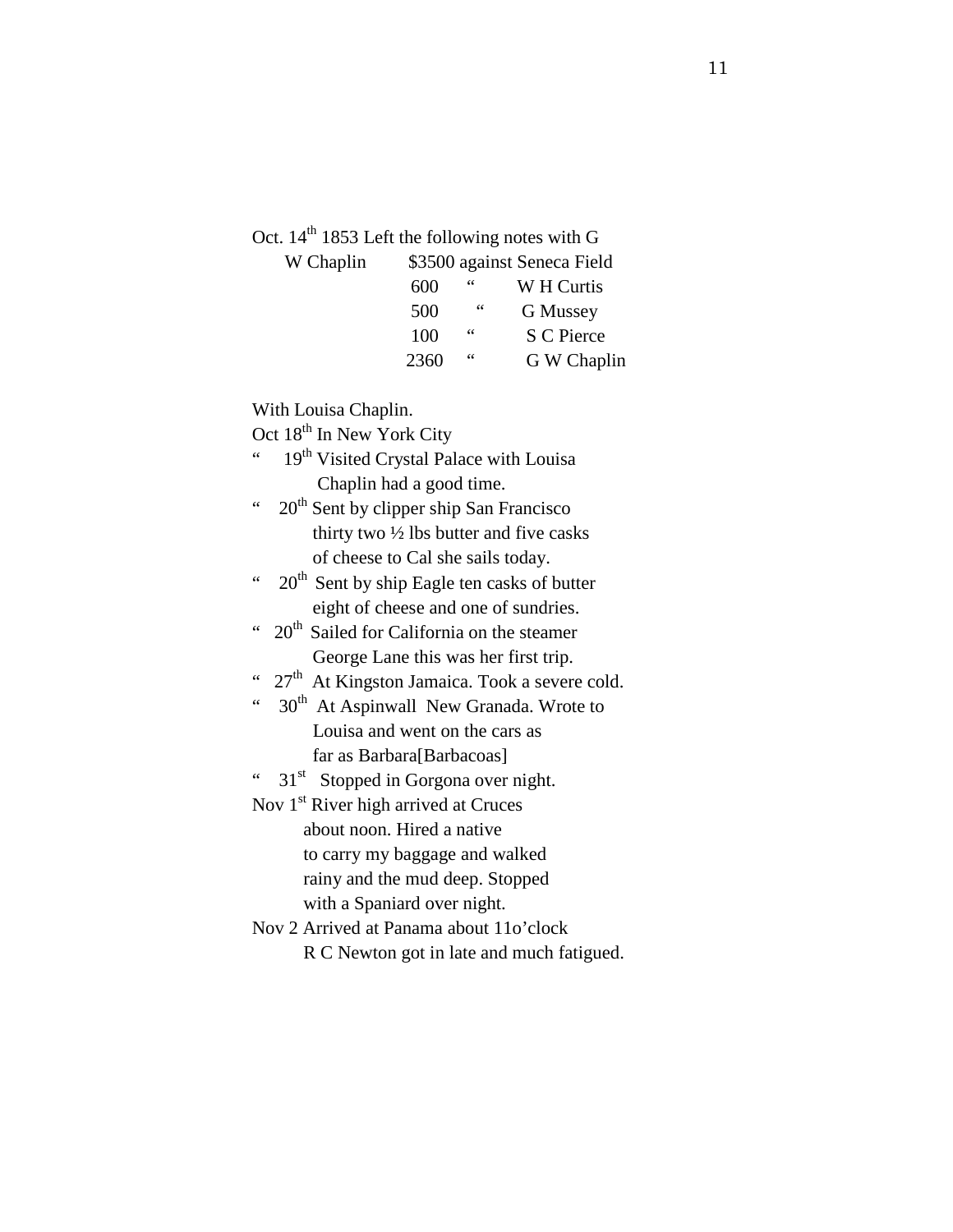Oct. 14th 1853 Left the following notes with G W Chaplin

| | | | |
|---|---|---|---|
| W Chaplin | $3500 | against | Seneca Field |
| | 600 | " | W H Curtis |
| | 500 | " | G Mussey |
| | 100 | " | S C Pierce |
| | 2360 | " | G W Chaplin |

With Louisa Chaplin.

Oct 18th In New York City

" 19th Visited Crystal Palace with Louisa Chaplin had a good time.

" 20th Sent by clipper ship San Francisco thirty two ½ lbs butter and five casks of cheese to Cal she sails today.

" 20th Sent by ship Eagle ten casks of butter eight of cheese and one of sundries.

" 20th Sailed for California on the steamer George Lane this was her first trip.

" 27th At Kingston Jamaica. Took a severe cold.

" 30th At Aspinwall New Granada. Wrote to Louisa and went on the cars as far as Barbara[Barbacoas]

" 31st Stopped in Gorgona over night.

Nov 1st River high arrived at Cruces about noon. Hired a native to carry my baggage and walked rainy and the mud deep. Stopped with a Spaniard over night.

Nov 2 Arrived at Panama about 11o'clock R C Newton got in late and much fatigued.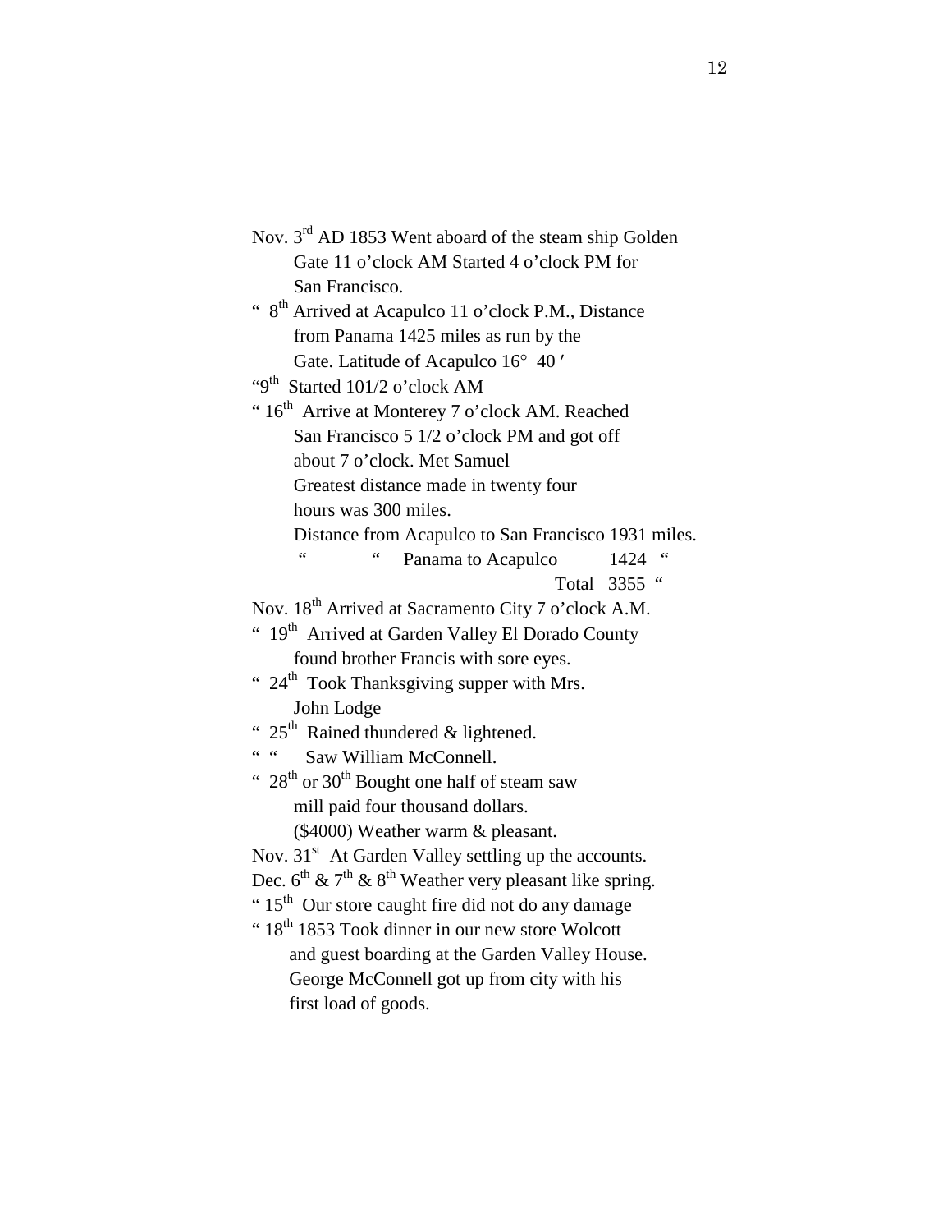Nov. 3rd AD 1853 Went aboard of the steam ship Golden
Gate 11 o'clock AM Started 4 o'clock PM for
San Francisco.

" 8th Arrived at Acapulco 11 o'clock P.M., Distance
from Panama 1425 miles as run by the
Gate. Latitude of Acapulco 16° 40′

"9th Started 101/2 o'clock AM

" 16th Arrive at Monterey 7 o'clock AM. Reached
San Francisco 5 1/2 o'clock PM and got off
about 7 o'clock. Met Samuel
Greatest distance made in twenty four
hours was 300 miles.
Distance from Acapulco to San Francisco 1931 miles.
" " Panama to Acapulco 1424 "
Total 3355 "

Nov. 18th Arrived at Sacramento City 7 o'clock A.M.

" 19th Arrived at Garden Valley El Dorado County
found brother Francis with sore eyes.

" 24th Took Thanksgiving supper with Mrs.
John Lodge

" 25th Rained thundered & lightened.

" " Saw William McConnell.

" 28th or 30th Bought one half of steam saw
mill paid four thousand dollars.
($4000) Weather warm & pleasant.

Nov. 31st At Garden Valley settling up the accounts.

Dec. 6th & 7th & 8th Weather very pleasant like spring.

" 15th Our store caught fire did not do any damage

" 18th 1853 Took dinner in our new store Wolcott
and guest boarding at the Garden Valley House.
George McConnell got up from city with his
first load of goods.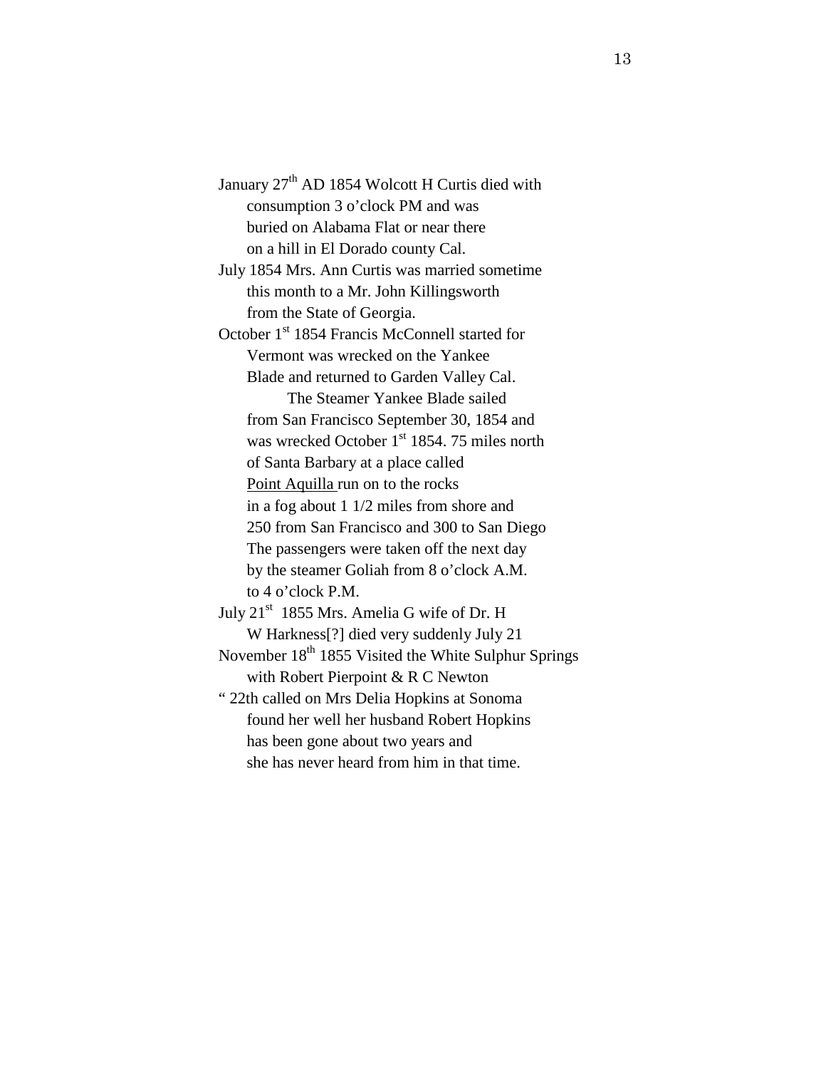January 27th AD 1854 Wolcott H Curtis died with
consumption 3 o'clock PM and was
buried on Alabama Flat or near there
on a hill in El Dorado county Cal.

July 1854 Mrs. Ann Curtis was married sometime
this month to a Mr. John Killingsworth
from the State of Georgia.

October 1st 1854 Francis McConnell started for
Vermont was wrecked on the Yankee
Blade and returned to Garden Valley Cal.

The Steamer Yankee Blade sailed
from San Francisco September 30, 1854 and
was wrecked October 1st 1854. 75 miles north
of Santa Barbary at a place called
Point Aquilla run on to the rocks
in a fog about 1 1/2 miles from shore and
250 from San Francisco and 300 to San Diego
The passengers were taken off the next day
by the steamer Goliah from 8 o'clock A.M.
to 4 o'clock P.M.

July 21st 1855 Mrs. Amelia G wife of Dr. H
W Harkness[?] died very suddenly July 21

November 18th 1855 Visited the White Sulphur Springs
with Robert Pierpoint & R C Newton

" 22th called on Mrs Delia Hopkins at Sonoma
found her well her husband Robert Hopkins
has been gone about two years and
she has never heard from him in that time.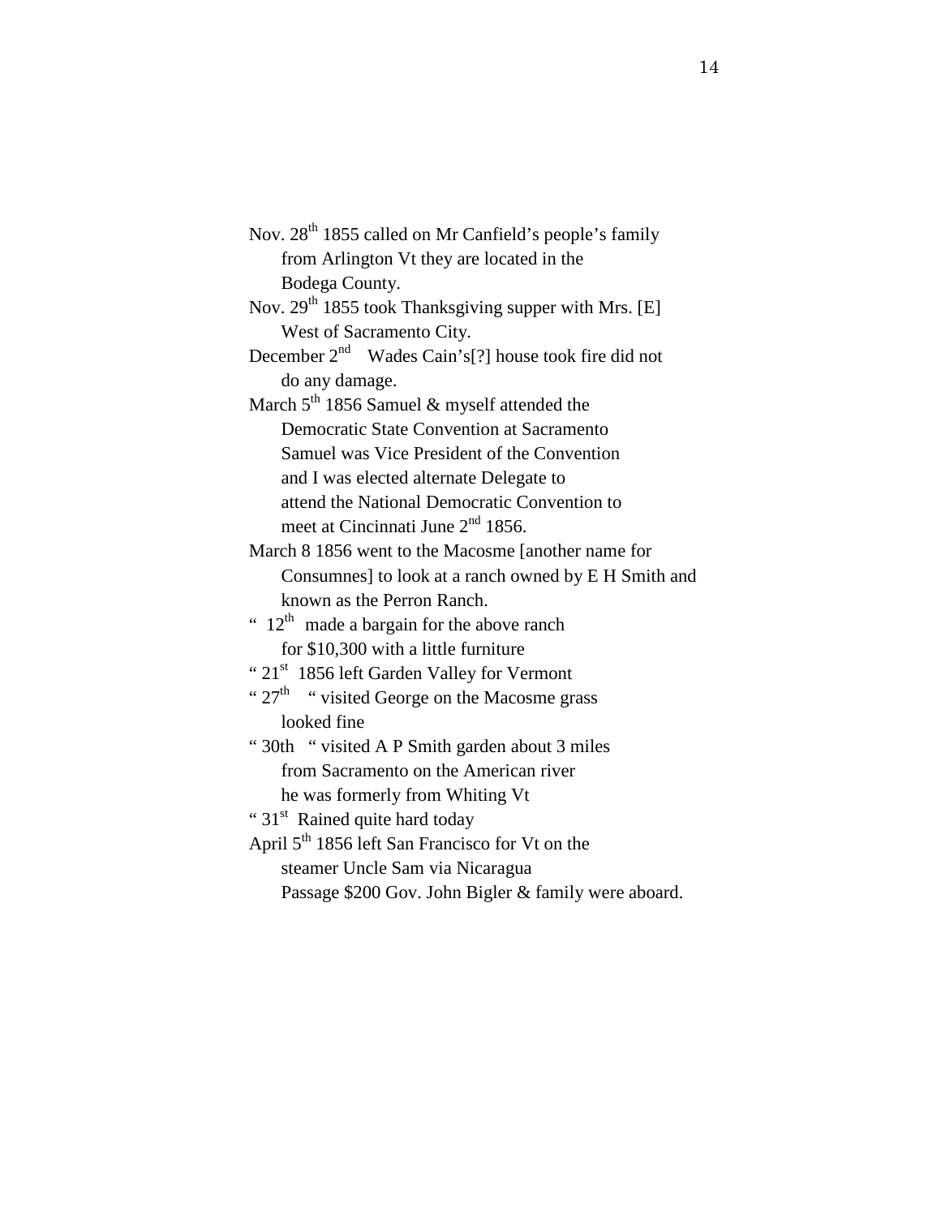Nov. 28th 1855 called on Mr Canfield's people's family from Arlington Vt they are located in the Bodega County.

Nov. 29th 1855 took Thanksgiving supper with Mrs. [E] West of Sacramento City.

December 2nd  Wades Cain's[?] house took fire did not do any damage.

March 5th 1856 Samuel & myself attended the Democratic State Convention at Sacramento Samuel was Vice President of the Convention and I was elected alternate Delegate to attend the National Democratic Convention to meet at Cincinnati June 2nd 1856.

March 8 1856 went to the Macosme [another name for Consumnes] to look at a ranch owned by E H Smith and known as the Perron Ranch.

"  12th  made a bargain for the above ranch for $10,300 with a little furniture

" 21st  1856 left Garden Valley for Vermont

" 27th   " visited George on the Macosme grass looked fine

" 30th   " visited A P Smith garden about 3 miles from Sacramento on the American river he was formerly from Whiting Vt

" 31st  Rained quite hard today

April 5th 1856 left San Francisco for Vt on the steamer Uncle Sam via Nicaragua Passage $200 Gov. John Bigler & family were aboard.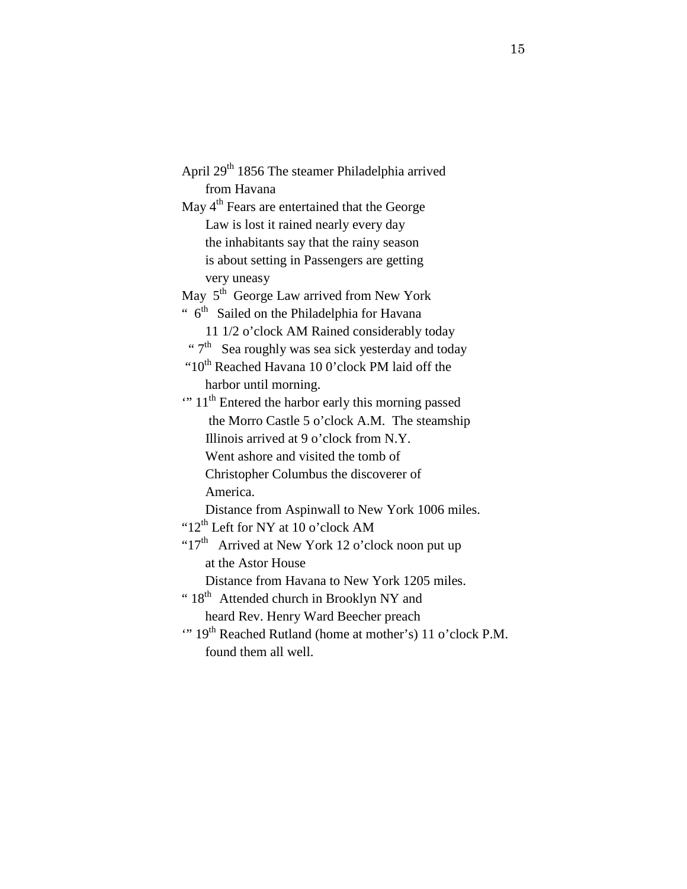April 29th 1856 The steamer Philadelphia arrived
from Havana

May 4th Fears are entertained that the George
Law is lost it rained nearly every day
the inhabitants say that the rainy season
is about setting in Passengers are getting
very uneasy

May 5th George Law arrived from New York

" 6th Sailed on the Philadelphia for Havana
11 1/2 o'clock AM Rained considerably today

" 7th Sea roughly was sea sick yesterday and today

"10th Reached Havana 10 0'clock PM laid off the
harbor until morning.

'" 11th Entered the harbor early this morning passed
the Morro Castle 5 o'clock A.M. The steamship
Illinois arrived at 9 o'clock from N.Y.
Went ashore and visited the tomb of
Christopher Columbus the discoverer of
America.
Distance from Aspinwall to New York 1006 miles.

"12th Left for NY at 10 o'clock AM

"17th Arrived at New York 12 o'clock noon put up
at the Astor House
Distance from Havana to New York 1205 miles.

" 18th Attended church in Brooklyn NY and
heard Rev. Henry Ward Beecher preach

'" 19th Reached Rutland (home at mother's) 11 o'clock P.M.
found them all well.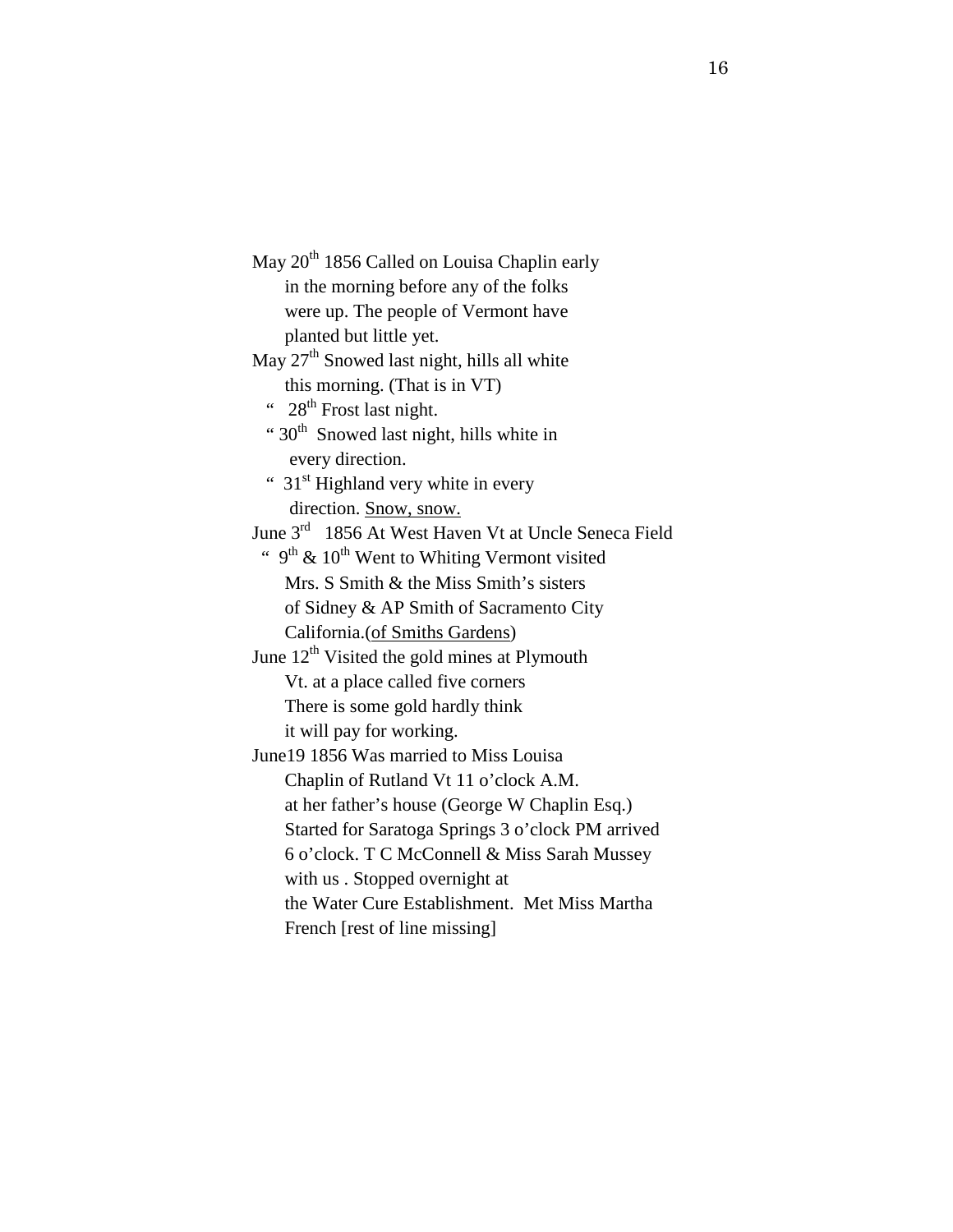May 20th 1856 Called on Louisa Chaplin early
in the morning before any of the folks
were up. The people of Vermont have
planted but little yet.

May 27th Snowed last night, hills all white
this morning. (That is in VT)

" 28th Frost last night.

" 30th Snowed last night, hills white in
every direction.

" 31st Highland very white in every
direction. <u>Snow, snow.</u>

June 3rd 1856 At West Haven Vt at Uncle Seneca Field

" 9th & 10th Went to Whiting Vermont visited
Mrs. S Smith & the Miss Smith's sisters
of Sidney & AP Smith of Sacramento City
California.(<u>of Smiths Gardens</u>)

June 12th Visited the gold mines at Plymouth
Vt. at a place called five corners
There is some gold hardly think
it will pay for working.

June19 1856 Was married to Miss Louisa
Chaplin of Rutland Vt 11 o'clock A.M.
at her father's house (George W Chaplin Esq.)
Started for Saratoga Springs 3 o'clock PM arrived
6 o'clock. T C McConnell & Miss Sarah Mussey
with us . Stopped overnight at
the Water Cure Establishment. Met Miss Martha
French [rest of line missing]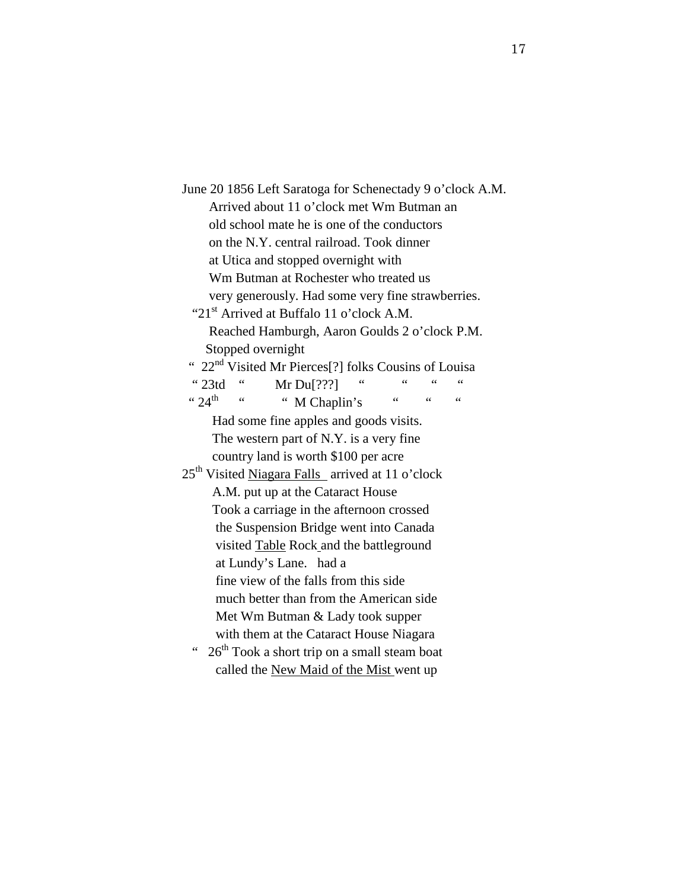June 20 1856 Left Saratoga for Schenectady 9 o'clock A.M.
Arrived about 11 o'clock met Wm Butman an
old school mate he is one of the conductors
on the N.Y. central railroad. Took dinner
at Utica and stopped overnight with
Wm Butman at Rochester who treated us
very generously. Had some very fine strawberries.

"21st Arrived at Buffalo 11 o'clock A.M.
Reached Hamburgh, Aaron Goulds 2 o'clock P.M.
Stopped overnight

" 22nd Visited Mr Pierces[?] folks Cousins of Louisa

" 23td " Mr Du[???] " " " "

" 24th " " M Chaplin's " " "

Had some fine apples and goods visits.
The western part of N.Y. is a very fine
country land is worth $100 per acre

25th Visited <u>Niagara Falls</u> arrived at 11 o'clock
A.M. put up at the Cataract House
Took a carriage in the afternoon crossed
the Suspension Bridge went into Canada
visited <u>Table</u> Rock and the battleground
at Lundy's Lane. had a
fine view of the falls from this side
much better than from the American side
Met Wm Butman & Lady took supper
with them at the Cataract House Niagara

" 26th Took a short trip on a small steam boat
called the <u>New Maid of the Mist</u> went up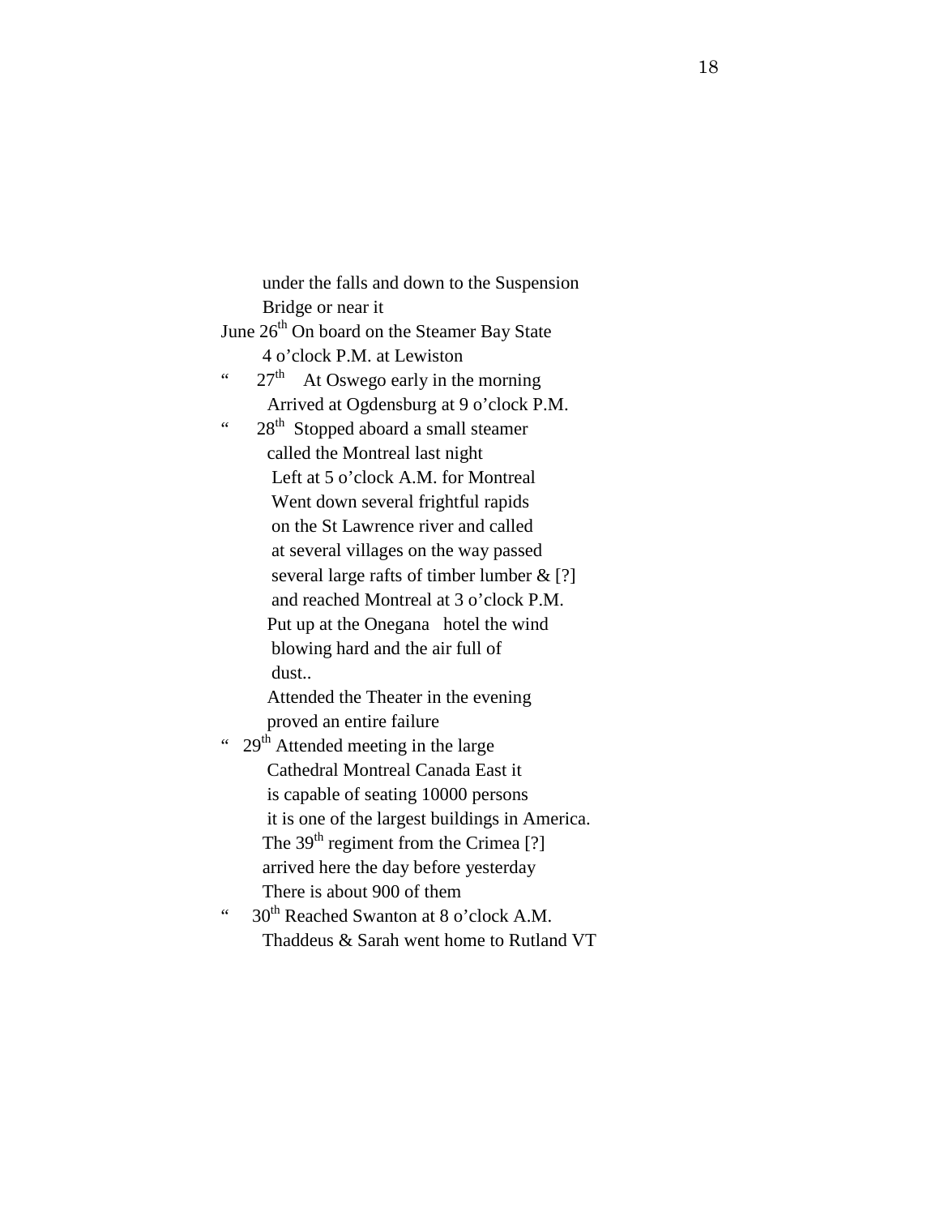under the falls and down to the Suspension Bridge or near it

June 26th On board on the Steamer Bay State 4 o'clock P.M. at Lewiston

" 27th At Oswego early in the morning Arrived at Ogdensburg at 9 o'clock P.M.

" 28th Stopped aboard a small steamer called the Montreal last night Left at 5 o'clock A.M. for Montreal Went down several frightful rapids on the St Lawrence river and called at several villages on the way passed several large rafts of timber lumber & [?] and reached Montreal at 3 o'clock P.M. Put up at the Onegana hotel the wind blowing hard and the air full of dust..

Attended the Theater in the evening proved an entire failure

" 29th Attended meeting in the large Cathedral Montreal Canada East it is capable of seating 10000 persons it is one of the largest buildings in America. The 39th regiment from the Crimea [?] arrived here the day before yesterday There is about 900 of them

" 30th Reached Swanton at 8 o'clock A.M. Thaddeus & Sarah went home to Rutland VT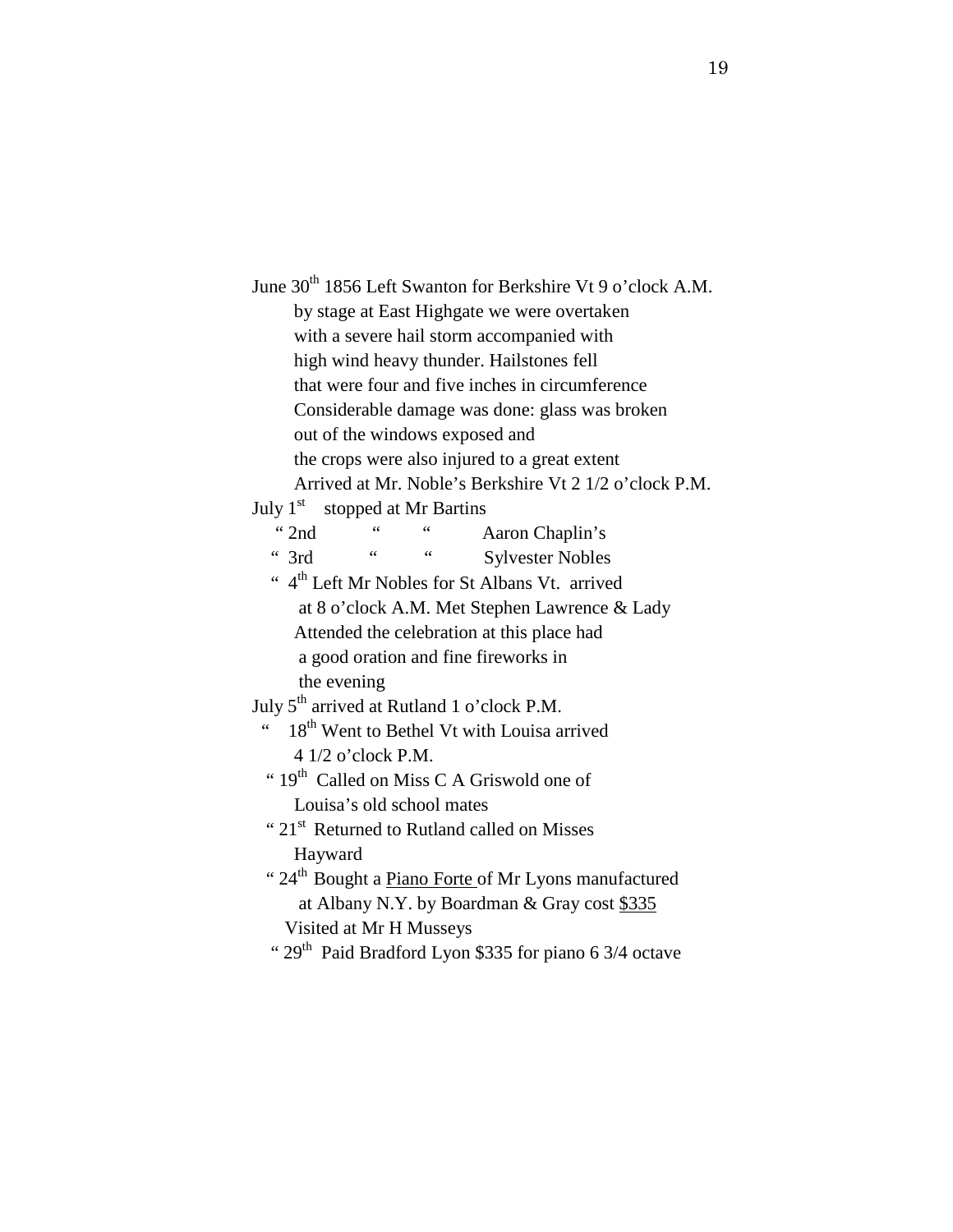June 30th 1856 Left Swanton for Berkshire Vt 9 o'clock A.M.
by stage at East Highgate we were overtaken
with a severe hail storm accompanied with
high wind heavy thunder. Hailstones fell
that were four and five inches in circumference
Considerable damage was done: glass was broken
out of the windows exposed and
the crops were also injured to a great extent
Arrived at Mr. Noble's Berkshire Vt 2 1/2 o'clock P.M.

July 1st stopped at Mr Bartins

" 2nd " " Aaron Chaplin's

" 3rd " " Sylvester Nobles

" 4th Left Mr Nobles for St Albans Vt. arrived
at 8 o'clock A.M. Met Stephen Lawrence & Lady
Attended the celebration at this place had
a good oration and fine fireworks in
the evening

July 5th arrived at Rutland 1 o'clock P.M.

" 18th Went to Bethel Vt with Louisa arrived
4 1/2 o'clock P.M.

" 19th Called on Miss C A Griswold one of
Louisa's old school mates

" 21st Returned to Rutland called on Misses
Hayward

" 24th Bought a <u>Piano Forte</u> of Mr Lyons manufactured
at Albany N.Y. by Boardman & Gray cost <u>$335</u>
Visited at Mr H Musseys

" 29th Paid Bradford Lyon $335 for piano 6 3/4 octave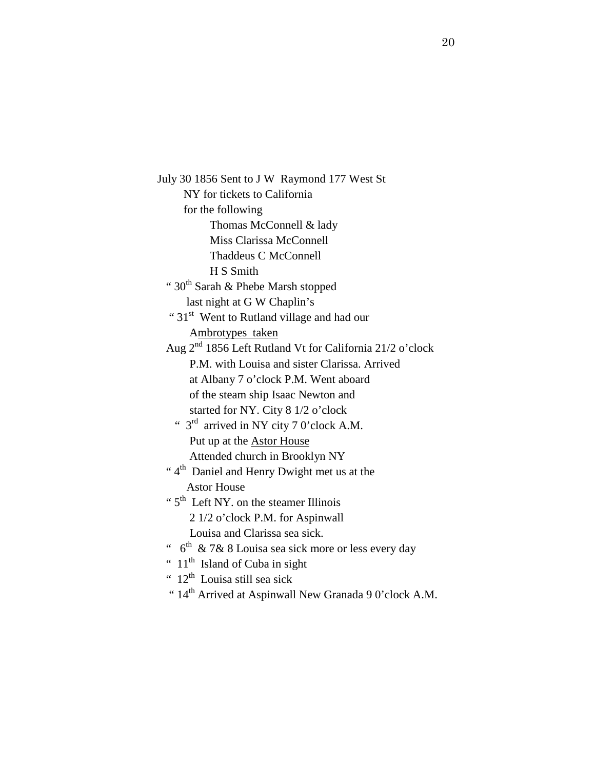July 30 1856 Sent to J W Raymond 177 West St
NY for tickets to California
for the following
Thomas McConnell & lady
Miss Clarissa McConnell
Thaddeus C McConnell
H S Smith

" 30th Sarah & Phebe Marsh stopped
last night at G W Chaplin's

" 31st Went to Rutland village and had our
A<u>mbrotypes taken</u>

Aug 2nd 1856 Left Rutland Vt for California 21/2 o'clock
P.M. with Louisa and sister Clarissa. Arrived
at Albany 7 o'clock P.M. Went aboard
of the steam ship Isaac Newton and
started for NY. City 8 1/2 o'clock

" 3rd arrived in NY city 7 0'clock A.M.
Put up at the <u>Astor House</u>
Attended church in Brooklyn NY

" 4th Daniel and Henry Dwight met us at the
Astor House

" 5th Left NY. on the steamer Illinois
2 1/2 o'clock P.M. for Aspinwall
Louisa and Clarissa sea sick.

" 6th & 7& 8 Louisa sea sick more or less every day

" 11th Island of Cuba in sight

" 12th Louisa still sea sick

" 14th Arrived at Aspinwall New Granada 9 0'clock A.M.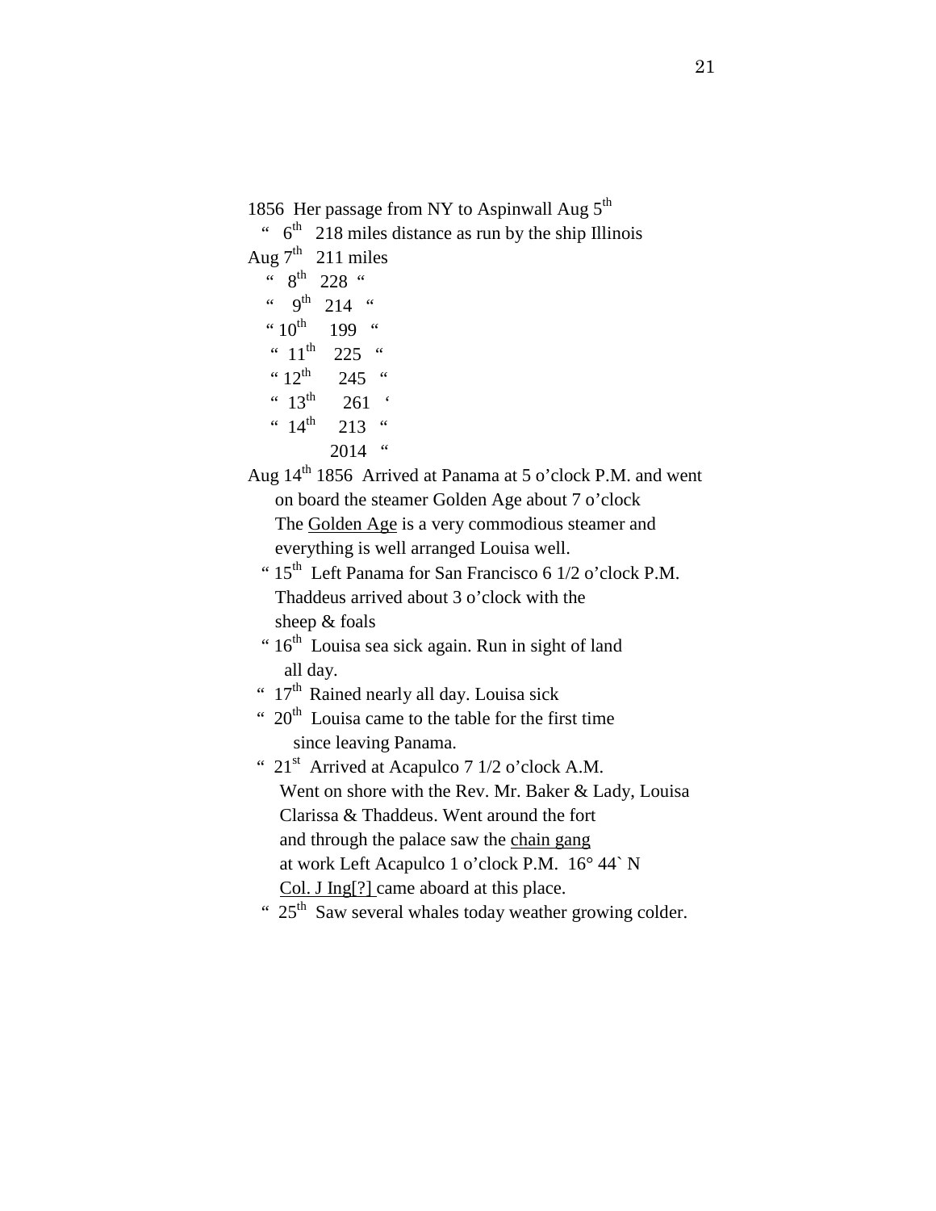1856 Her passage from NY to Aspinwall Aug 5th
" 6th 218 miles distance as run by the ship Illinois
Aug 7th 211 miles
" 8th 228 "
" 9th 214 "
" 10th 199 "
" 11th 225 "
" 12th 245 "
" 13th 261 '
" 14th 213 "
2014 "

Aug 14th 1856 Arrived at Panama at 5 o'clock P.M. and went on board the steamer Golden Age about 7 o'clock The Golden Age is a very commodious steamer and everything is well arranged Louisa well.

" 15th Left Panama for San Francisco 6 1/2 o'clock P.M. Thaddeus arrived about 3 o'clock with the sheep & foals

" 16th Louisa sea sick again. Run in sight of land all day.

" 17th Rained nearly all day. Louisa sick

" 20th Louisa came to the table for the first time since leaving Panama.

" 21st Arrived at Acapulco 7 1/2 o'clock A.M. Went on shore with the Rev. Mr. Baker & Lady, Louisa Clarissa & Thaddeus. Went around the fort and through the palace saw the chain gang at work Left Acapulco 1 o'clock P.M. 16° 44` N Col. J Ing[?] came aboard at this place.

" 25th Saw several whales today weather growing colder.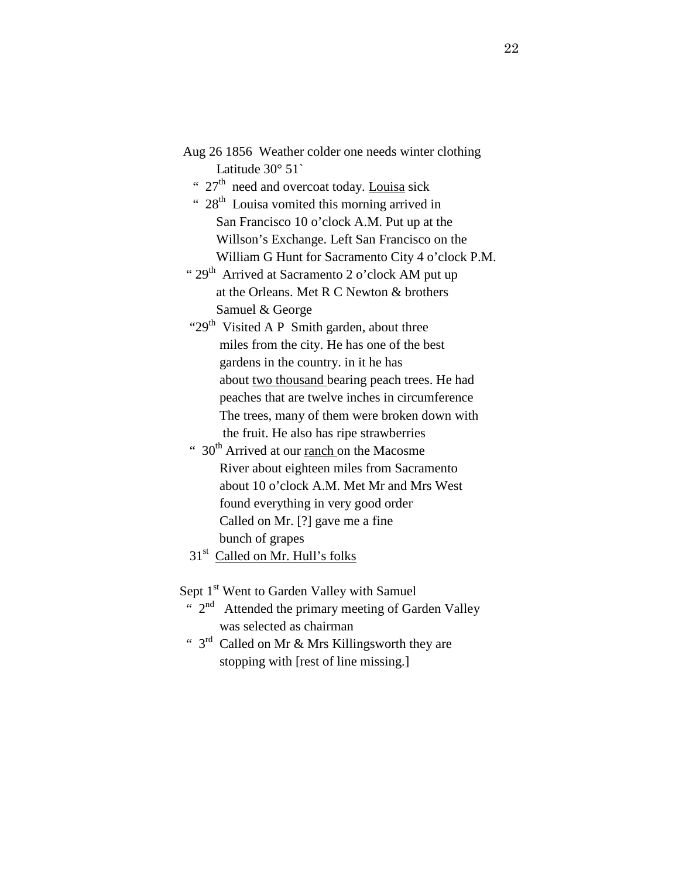Aug 26 1856 Weather colder one needs winter clothing
Latitude 30° 51`

" 27th need and overcoat today. <u>Louisa</u> sick

" 28th Louisa vomited this morning arrived in San Francisco 10 o'clock A.M. Put up at the Willson's Exchange. Left San Francisco on the William G Hunt for Sacramento City 4 o'clock P.M.

" 29th Arrived at Sacramento 2 o'clock AM put up at the Orleans. Met R C Newton & brothers Samuel & George

"29th Visited A P Smith garden, about three miles from the city. He has one of the best gardens in the country. in it he has about <u>two thousand</u> bearing peach trees. He had peaches that are twelve inches in circumference The trees, many of them were broken down with the fruit. He also has ripe strawberries

" 30th Arrived at our <u>ranch</u> on the Macosme River about eighteen miles from Sacramento about 10 o'clock A.M. Met Mr and Mrs West found everything in very good order Called on Mr. [?] gave me a fine bunch of grapes

31st <u>Called on Mr. Hull's folks</u>

Sept 1st Went to Garden Valley with Samuel

" 2nd Attended the primary meeting of Garden Valley was selected as chairman

" 3rd Called on Mr & Mrs Killingsworth they are stopping with [rest of line missing.]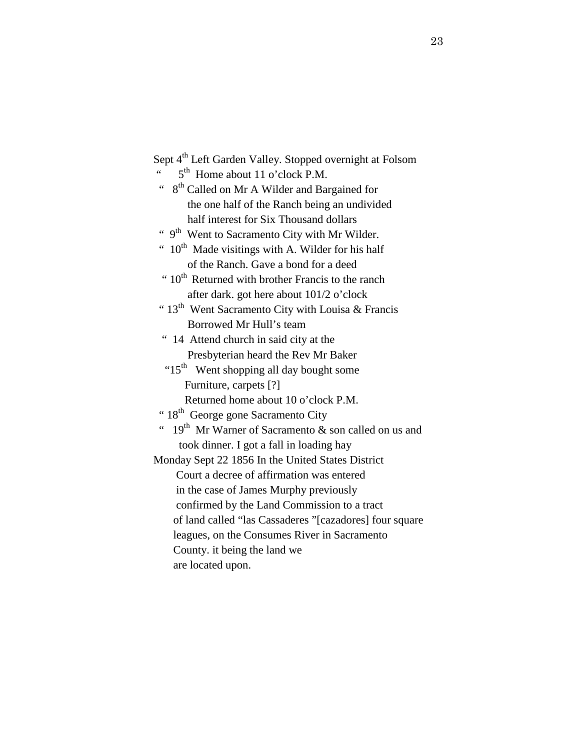Sept 4th Left Garden Valley. Stopped overnight at Folsom

" 5th Home about 11 o'clock P.M.

" 8th Called on Mr A Wilder and Bargained for the one half of the Ranch being an undivided half interest for Six Thousand dollars

" 9th Went to Sacramento City with Mr Wilder.

" 10th Made visitings with A. Wilder for his half of the Ranch. Gave a bond for a deed

" 10th Returned with brother Francis to the ranch after dark. got here about 101/2 o'clock

" 13th Went Sacramento City with Louisa & Francis Borrowed Mr Hull's team

" 14 Attend church in said city at the Presbyterian heard the Rev Mr Baker

"15th Went shopping all day bought some Furniture, carpets [?]
Returned home about 10 o'clock P.M.

" 18th George gone Sacramento City

" 19th Mr Warner of Sacramento & son called on us and took dinner. I got a fall in loading hay

Monday Sept 22 1856 In the United States District Court a decree of affirmation was entered in the case of James Murphy previously confirmed by the Land Commission to a tract of land called "las Cassaderes "[cazadores] four square leagues, on the Consumes River in Sacramento County. it being the land we are located upon.